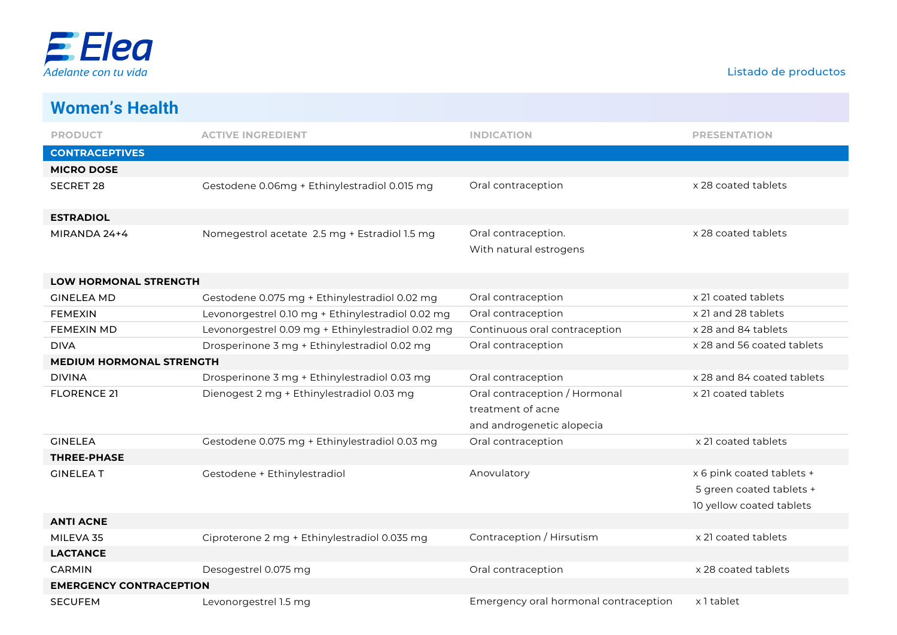# Elea

*Adelante con tu vida*

Listado de productos

## Women's Health

| PRODUCT | ACTIVE INGREDIENT | INDICATION | PRESENTATION |
|---|---|---|---|
| **CONTRACEPTIVES** | | | |
| **MICRO DOSE** | | | |
| SECRET 28 | Gestodene 0.06mg + Ethinylestradiol 0.015 mg | Oral contraception | x 28 coated tablets |
| **ESTRADIOL** | | | |
| MIRANDA 24+4 | Nomegestrol acetate 2.5 mg + Estradiol 1.5 mg | Oral contraception. With natural estrogens | x 28 coated tablets |
| **LOW HORMONAL STRENGTH** | | | |
| GINELEA MD | Gestodene 0.075 mg + Ethinylestradiol 0.02 mg | Oral contraception | x 21 coated tablets |
| FEMEXIN | Levonorgestrel 0.10 mg + Ethinylestradiol 0.02 mg | Oral contraception | x 21 and 28 tablets |
| FEMEXIN MD | Levonorgestrel 0.09 mg + Ethinylestradiol 0.02 mg | Continuous oral contraception | x 28 and 84 tablets |
| DIVA | Drosperinone 3 mg + Ethinylestradiol 0.02 mg | Oral contraception | x 28 and 56 coated tablets |
| **MEDIUM HORMONAL STRENGTH** | | | |
| DIVINA | Drosperinone 3 mg + Ethinylestradiol 0.03 mg | Oral contraception | x 28 and 84 coated tablets |
| FLORENCE 21 | Dienogest 2 mg + Ethinylestradiol 0.03 mg | Oral contraception / Hormonal treatment of acne and androgenetic alopecia | x 21 coated tablets |
| GINELEA | Gestodene 0.075 mg + Ethinylestradiol 0.03 mg | Oral contraception | x 21 coated tablets |
| **THREE-PHASE** | | | |
| GINELEA T | Gestodene + Ethinylestradiol | Anovulatory | x 6 pink coated tablets + 5 green coated tablets + 10 yellow coated tablets |
| **ANTI ACNE** | | | |
| MILEVA 35 | Ciproterone 2 mg + Ethinylestradiol 0.035 mg | Contraception / Hirsutism | x 21 coated tablets |
| **LACTANCE** | | | |
| CARMIN | Desogestrel 0.075 mg | Oral contraception | x 28 coated tablets |
| **EMERGENCY CONTRACEPTION** | | | |
| SECUFEM | Levonorgestrel 1.5 mg | Emergency oral hormonal contraception | x 1 tablet |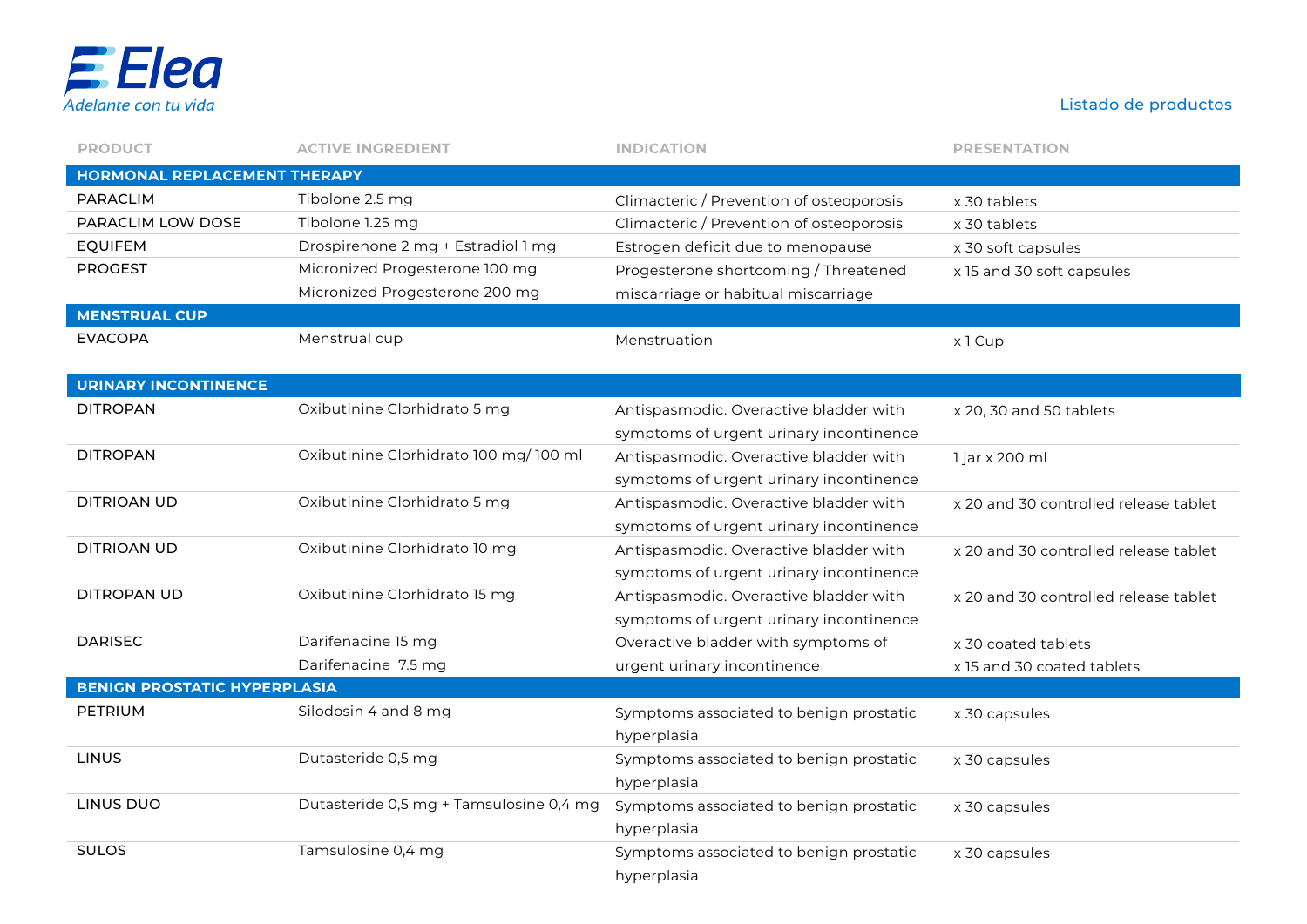**Elea**
*Adelante con tu vida*

Listado de productos

| PRODUCT | ACTIVE INGREDIENT | INDICATION | PRESENTATION |
|---|---|---|---|
| **HORMONAL REPLACEMENT THERAPY** | | | |
| PARACLIM | Tibolone 2.5 mg | Climacteric / Prevention of osteoporosis | x 30 tablets |
| PARACLIM LOW DOSE | Tibolone 1.25 mg | Climacteric / Prevention of osteoporosis | x 30 tablets |
| EQUIFEM | Drospirenone 2 mg + Estradiol 1 mg | Estrogen deficit due to menopause | x 30 soft capsules |
| PROGEST | Micronized Progesterone 100 mg<br>Micronized Progesterone 200 mg | Progesterone shortcoming / Threatened miscarriage or habitual miscarriage | x 15 and 30 soft capsules |
| **MENSTRUAL CUP** | | | |
| EVACOPA | Menstrual cup | Menstruation | x 1 Cup |
| **URINARY INCONTINENCE** | | | |
| DITROPAN | Oxibutinine Clorhidrato 5 mg | Antispasmodic. Overactive bladder with symptoms of urgent urinary incontinence | x 20, 30 and 50 tablets |
| DITROPAN | Oxibutinine Clorhidrato 100 mg/ 100 ml | Antispasmodic. Overactive bladder with symptoms of urgent urinary incontinence | 1 jar x 200 ml |
| DITRIOAN UD | Oxibutinine Clorhidrato 5 mg | Antispasmodic. Overactive bladder with symptoms of urgent urinary incontinence | x 20 and 30 controlled release tablet |
| DITRIOAN UD | Oxibutinine Clorhidrato 10 mg | Antispasmodic. Overactive bladder with symptoms of urgent urinary incontinence | x 20 and 30 controlled release tablet |
| DITROPAN UD | Oxibutinine Clorhidrato 15 mg | Antispasmodic. Overactive bladder with symptoms of urgent urinary incontinence | x 20 and 30 controlled release tablet |
| DARISEC | Darifenacine 15 mg<br>Darifenacine 7.5 mg | Overactive bladder with symptoms of urgent urinary incontinence | x 30 coated tablets<br>x 15 and 30 coated tablets |
| **BENIGN PROSTATIC HYPERPLASIA** | | | |
| PETRIUM | Silodosin 4 and 8 mg | Symptoms associated to benign prostatic hyperplasia | x 30 capsules |
| LINUS | Dutasteride 0,5 mg | Symptoms associated to benign prostatic hyperplasia | x 30 capsules |
| LINUS DUO | Dutasteride 0,5 mg + Tamsulosine 0,4 mg | Symptoms associated to benign prostatic hyperplasia | x 30 capsules |
| SULOS | Tamsulosine 0,4 mg | Symptoms associated to benign prostatic hyperplasia | x 30 capsules |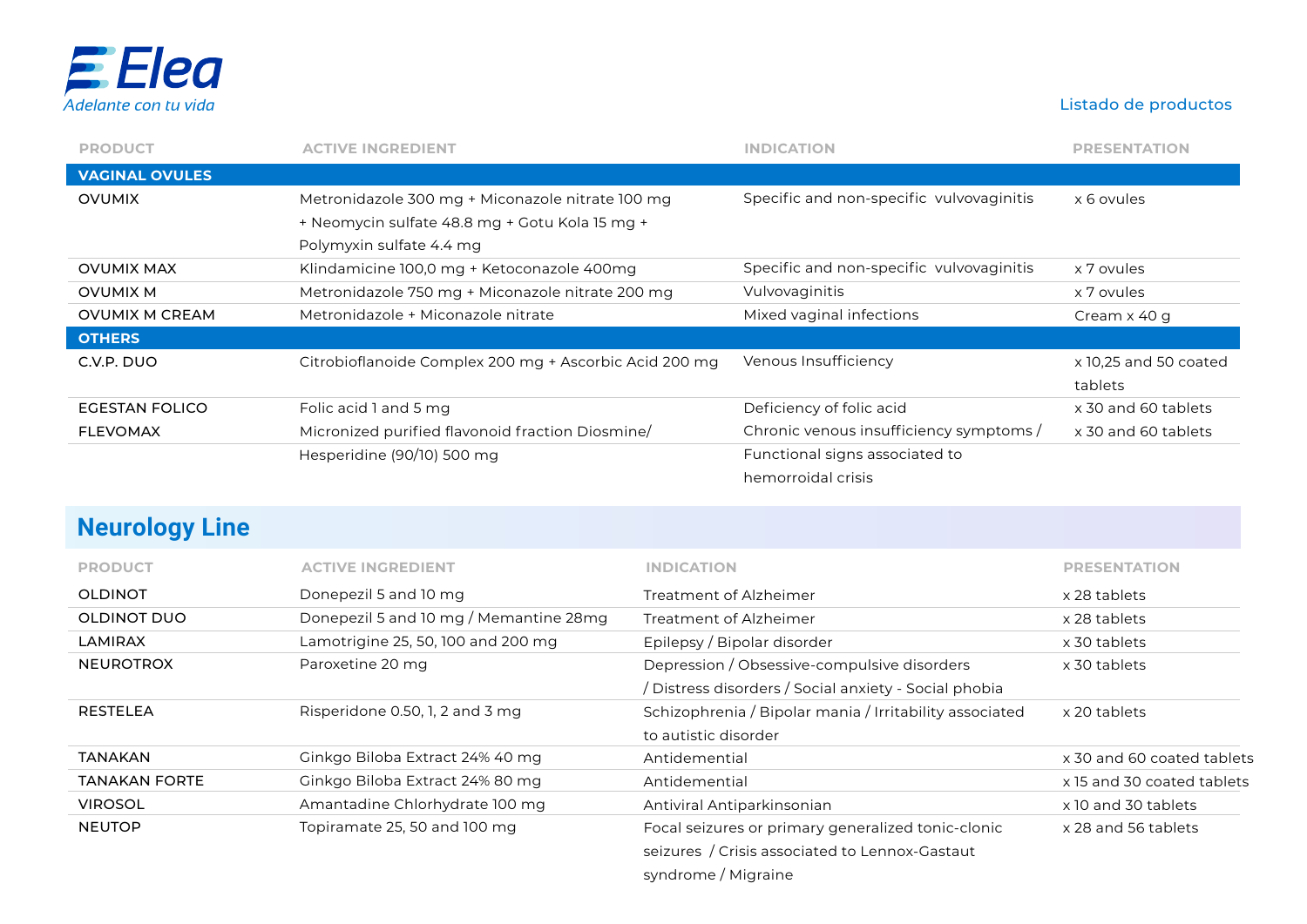Elea
*Adelante con tu vida*

Listado de productos

| PRODUCT | ACTIVE INGREDIENT | INDICATION | PRESENTATION |
|---|---|---|---|
| **VAGINAL OVULES** | | | |
| OVUMIX | Metronidazole 300 mg + Miconazole nitrate 100 mg + Neomycin sulfate 48.8 mg + Gotu Kola 15 mg + Polymyxin sulfate 4.4 mg | Specific and non-specific vulvovaginitis | x 6 ovules |
| OVUMIX MAX | Klindamicine 100,0 mg + Ketoconazole 400mg | Specific and non-specific vulvovaginitis | x 7 ovules |
| OVUMIX M | Metronidazole 750 mg + Miconazole nitrate 200 mg | Vulvovaginitis | x 7 ovules |
| OVUMIX M CREAM | Metronidazole + Miconazole nitrate | Mixed vaginal infections | Cream x 40 g |
| **OTHERS** | | | |
| C.V.P. DUO | Citrobioflanoide Complex 200 mg + Ascorbic Acid 200 mg | Venous Insufficiency | x 10,25 and 50 coated tablets |
| EGESTAN FOLICO | Folic acid 1 and 5 mg | Deficiency of folic acid | x 30 and 60 tablets |
| FLEVOMAX | Micronized purified flavonoid fraction Diosmine/ Hesperidine (90/10) 500 mg | Chronic venous insufficiency symptoms / Functional signs associated to hemorroidal crisis | x 30 and 60 tablets |

## Neurology Line

| PRODUCT | ACTIVE INGREDIENT | INDICATION | PRESENTATION |
|---|---|---|---|
| OLDINOT | Donepezil 5 and 10 mg | Treatment of Alzheimer | x 28 tablets |
| OLDINOT DUO | Donepezil 5 and 10 mg / Memantine 28mg | Treatment of Alzheimer | x 28 tablets |
| LAMIRAX | Lamotrigine 25, 50, 100 and 200 mg | Epilepsy / Bipolar disorder | x 30 tablets |
| NEUROTROX | Paroxetine 20 mg | Depression / Obsessive-compulsive disorders / Distress disorders / Social anxiety - Social phobia | x 30 tablets |
| RESTELEA | Risperidone 0.50, 1, 2 and 3 mg | Schizophrenia / Bipolar mania / Irritability associated to autistic disorder | x 20 tablets |
| TANAKAN | Ginkgo Biloba Extract 24% 40 mg | Antidemential | x 30 and 60 coated tablets |
| TANAKAN FORTE | Ginkgo Biloba Extract 24% 80 mg | Antidemential | x 15 and 30 coated tablets |
| VIROSOL | Amantadine Chlorhydrate 100 mg | Antiviral Antiparkinsonian | x 10 and 30 tablets |
| NEUTOP | Topiramate 25, 50 and 100 mg | Focal seizures or primary generalized tonic-clonic seizures / Crisis associated to Lennox-Gastaut syndrome / Migraine | x 28 and 56 tablets |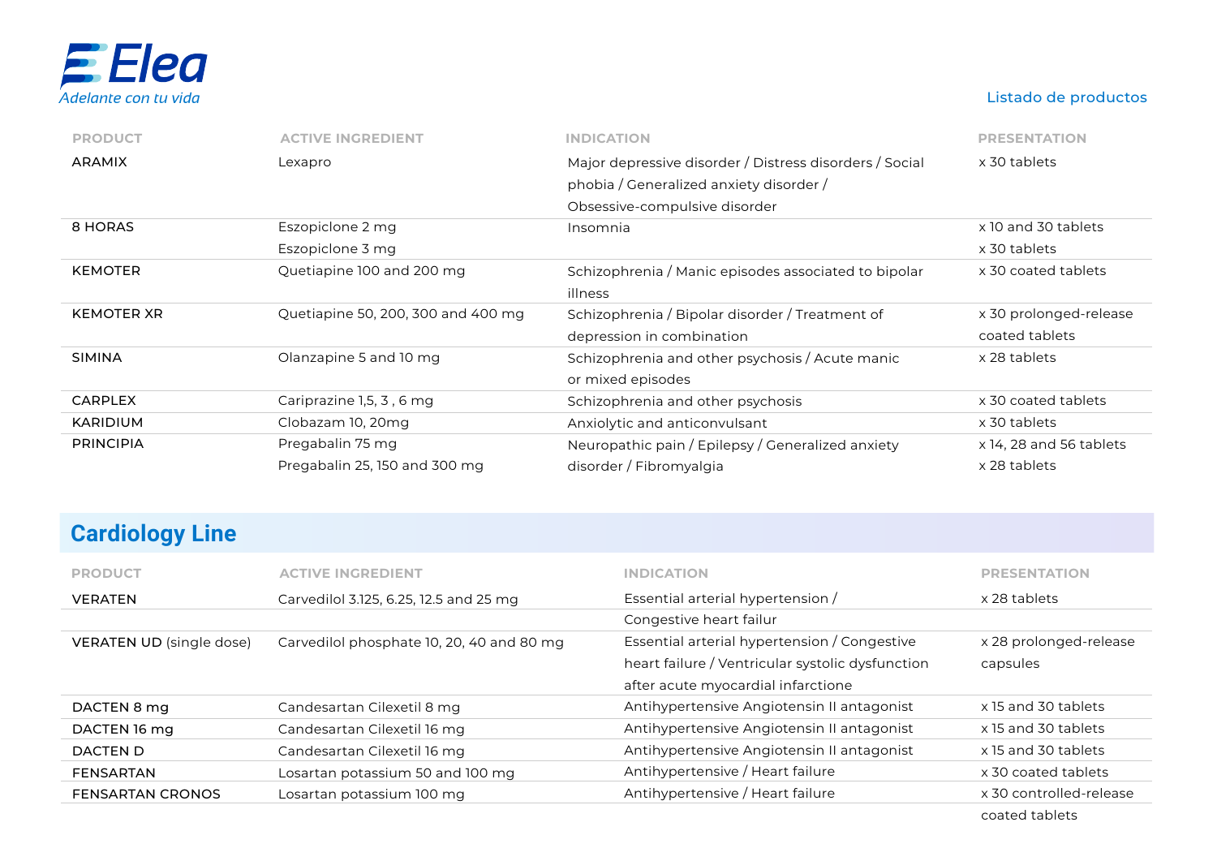| PRODUCT | ACTIVE INGREDIENT | INDICATION | PRESENTATION |
|---|---|---|---|
| ARAMIX | Lexapro | Major depressive disorder / Distress disorders / Social phobia / Generalized anxiety disorder / Obsessive-compulsive disorder | x 30 tablets |
| 8 HORAS | Eszopiclone 2 mg<br>Eszopiclone 3 mg | Insomnia | x 10 and 30 tablets<br>x 30 tablets |
| KEMOTER | Quetiapine 100 and 200 mg | Schizophrenia / Manic episodes associated to bipolar illness | x 30 coated tablets |
| KEMOTER XR | Quetiapine 50, 200, 300 and 400 mg | Schizophrenia / Bipolar disorder / Treatment of depression in combination | x 30 prolonged-release coated tablets |
| SIMINA | Olanzapine 5 and 10 mg | Schizophrenia and other psychosis / Acute manic or mixed episodes | x 28 tablets |
| CARPLEX | Cariprazine 1,5, 3 , 6 mg | Schizophrenia and other psychosis | x 30 coated tablets |
| KARIDIUM | Clobazam 10, 20mg | Anxiolytic and anticonvulsant | x 30 tablets |
| PRINCIPIA | Pregabalin 75 mg<br>Pregabalin 25, 150 and 300 mg | Neuropathic pain / Epilepsy / Generalized anxiety disorder / Fibromyalgia | x 14, 28 and 56 tablets<br>x 28 tablets |

## Cardiology Line

| PRODUCT | ACTIVE INGREDIENT | INDICATION | PRESENTATION |
|---|---|---|---|
| VERATEN | Carvedilol 3.125, 6.25, 12.5 and 25 mg | Essential arterial hypertension / Congestive heart failur | x 28 tablets |
| VERATEN UD (single dose) | Carvedilol phosphate 10, 20, 40 and 80 mg | Essential arterial hypertension / Congestive heart failure / Ventricular systolic dysfunction after acute myocardial infarctione | x 28 prolonged-release capsules |
| DACTEN 8 mg | Candesartan Cilexetil 8 mg | Antihypertensive Angiotensin II antagonist | x 15 and 30 tablets |
| DACTEN 16 mg | Candesartan Cilexetil 16 mg | Antihypertensive Angiotensin II antagonist | x 15 and 30 tablets |
| DACTEN D | Candesartan Cilexetil 16 mg | Antihypertensive Angiotensin II antagonist | x 15 and 30 tablets |
| FENSARTAN | Losartan potassium 50 and 100 mg | Antihypertensive / Heart failure | x 30 coated tablets |
| FENSARTAN CRONOS | Losartan potassium 100 mg | Antihypertensive / Heart failure | x 30 controlled-release coated tablets |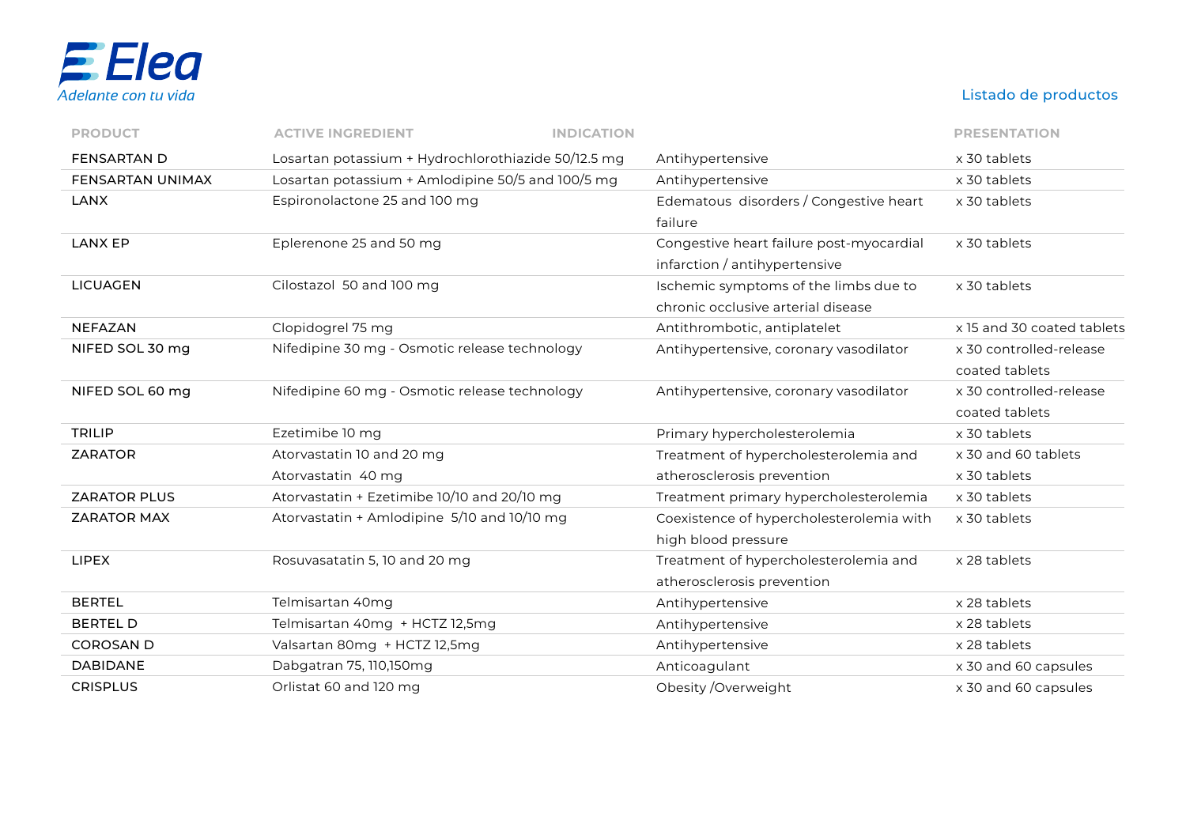Elea

*Adelante con tu vida*

Listado de productos

| PRODUCT | ACTIVE INGREDIENT | INDICATION | PRESENTATION |
|---|---|---|---|
| FENSARTAN D | Losartan potassium + Hydrochlorothiazide 50/12.5 mg | Antihypertensive | x 30 tablets |
| FENSARTAN UNIMAX | Losartan potassium + Amlodipine 50/5 and 100/5 mg | Antihypertensive | x 30 tablets |
| LANX | Espironolactone 25 and 100 mg | Edematous disorders / Congestive heart failure | x 30 tablets |
| LANX EP | Eplerenone 25 and 50 mg | Congestive heart failure post-myocardial infarction / antihypertensive | x 30 tablets |
| LICUAGEN | Cilostazol 50 and 100 mg | Ischemic symptoms of the limbs due to chronic occlusive arterial disease | x 30 tablets |
| NEFAZAN | Clopidogrel 75 mg | Antithrombotic, antiplatelet | x 15 and 30 coated tablets |
| NIFED SOL 30 mg | Nifedipine 30 mg - Osmotic release technology | Antihypertensive, coronary vasodilator | x 30 controlled-release coated tablets |
| NIFED SOL 60 mg | Nifedipine 60 mg - Osmotic release technology | Antihypertensive, coronary vasodilator | x 30 controlled-release coated tablets |
| TRILIP | Ezetimibe 10 mg | Primary hypercholesterolemia | x 30 tablets |
| ZARATOR | Atorvastatin 10 and 20 mg<br>Atorvastatin 40 mg | Treatment of hypercholesterolemia and atherosclerosis prevention | x 30 and 60 tablets<br>x 30 tablets |
| ZARATOR PLUS | Atorvastatin + Ezetimibe 10/10 and 20/10 mg | Treatment primary hypercholesterolemia | x 30 tablets |
| ZARATOR MAX | Atorvastatin + Amlodipine 5/10 and 10/10 mg | Coexistence of hypercholesterolemia with high blood pressure | x 30 tablets |
| LIPEX | Rosuvasatatin 5, 10 and 20 mg | Treatment of hypercholesterolemia and atherosclerosis prevention | x 28 tablets |
| BERTEL | Telmisartan 40mg | Antihypertensive | x 28 tablets |
| BERTEL D | Telmisartan 40mg + HCTZ 12,5mg | Antihypertensive | x 28 tablets |
| COROSAN D | Valsartan 80mg + HCTZ 12,5mg | Antihypertensive | x 28 tablets |
| DABIDANE | Dabgatran 75, 110,150mg | Anticoagulant | x 30 and 60 capsules |
| CRISPLUS | Orlistat 60 and 120 mg | Obesity /Overweight | x 30 and 60 capsules |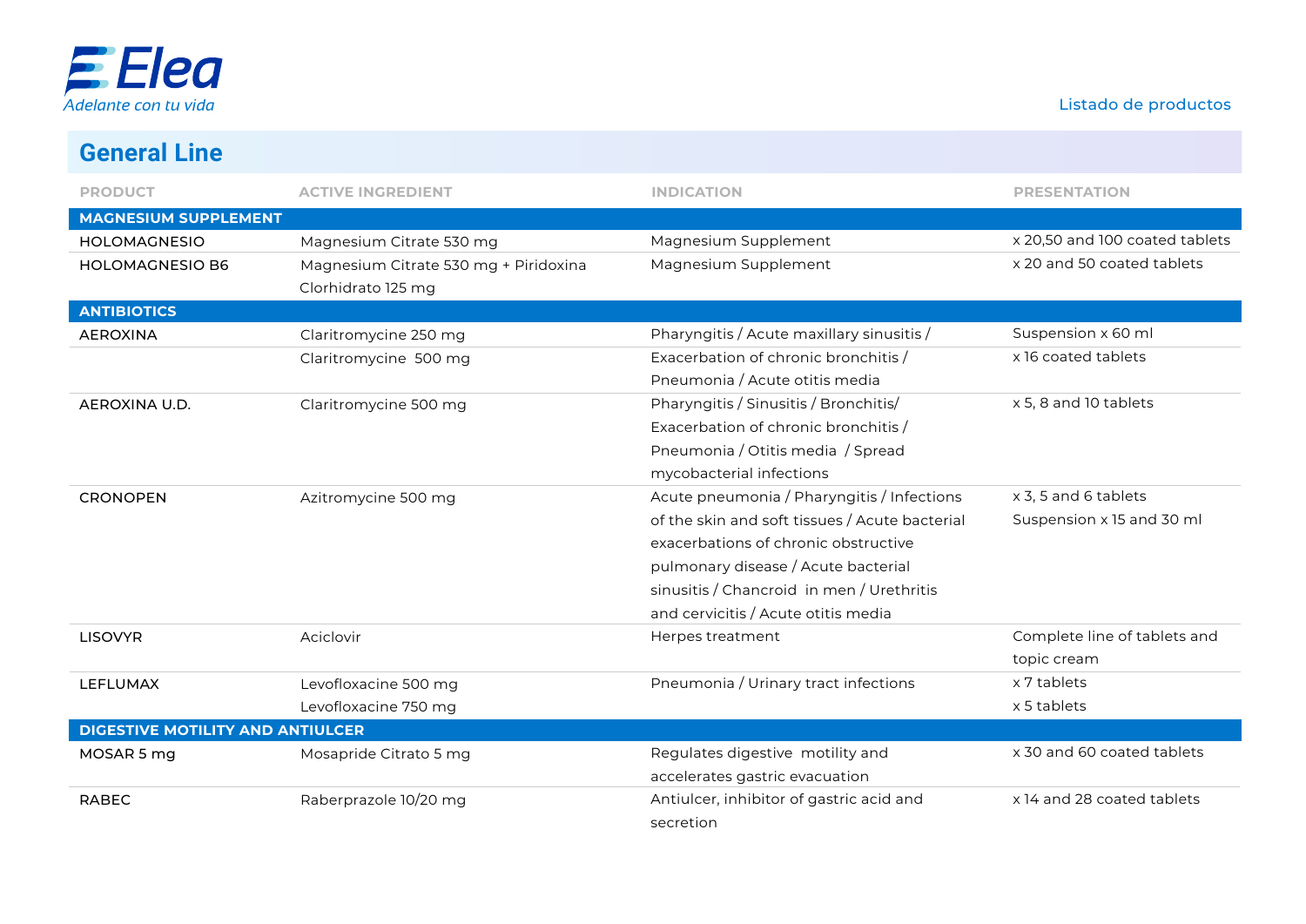## General Line

| PRODUCT | ACTIVE INGREDIENT | INDICATION | PRESENTATION |
|---|---|---|---|
| **MAGNESIUM SUPPLEMENT** | | | |
| HOLOMAGNESIO | Magnesium Citrate 530 mg | Magnesium Supplement | x 20,50 and 100 coated tablets |
| HOLOMAGNESIO B6 | Magnesium Citrate 530 mg + Piridoxina Clorhidrato 125 mg | Magnesium Supplement | x 20 and 50 coated tablets |
| **ANTIBIOTICS** | | | |
| AEROXINA | Claritromycine 250 mg | Pharyngitis / Acute maxillary sinusitis / | Suspension x 60 ml |
| | Claritromycine 500 mg | Exacerbation of chronic bronchitis / Pneumonia / Acute otitis media | x 16 coated tablets |
| AEROXINA U.D. | Claritromycine 500 mg | Pharyngitis / Sinusitis / Bronchitis/ Exacerbation of chronic bronchitis / Pneumonia / Otitis media / Spread mycobacterial infections | x 5, 8 and 10 tablets |
| CRONOPEN | Azitromycine 500 mg | Acute pneumonia / Pharyngitis / Infections of the skin and soft tissues / Acute bacterial exacerbations of chronic obstructive pulmonary disease / Acute bacterial sinusitis / Chancroid in men / Urethritis and cervicitis / Acute otitis media | x 3, 5 and 6 tablets<br>Suspension x 15 and 30 ml |
| LISOVYR | Aciclovir | Herpes treatment | Complete line of tablets and topic cream |
| LEFLUMAX | Levofloxacine 500 mg<br>Levofloxacine 750 mg | Pneumonia / Urinary tract infections | x 7 tablets<br>x 5 tablets |
| **DIGESTIVE MOTILITY AND ANTIULCER** | | | |
| MOSAR 5 mg | Mosapride Citrato 5 mg | Regulates digestive motility and accelerates gastric evacuation | x 30 and 60 coated tablets |
| RABEC | Raberprazole 10/20 mg | Antiulcer, inhibitor of gastric acid and secretion | x 14 and 28 coated tablets |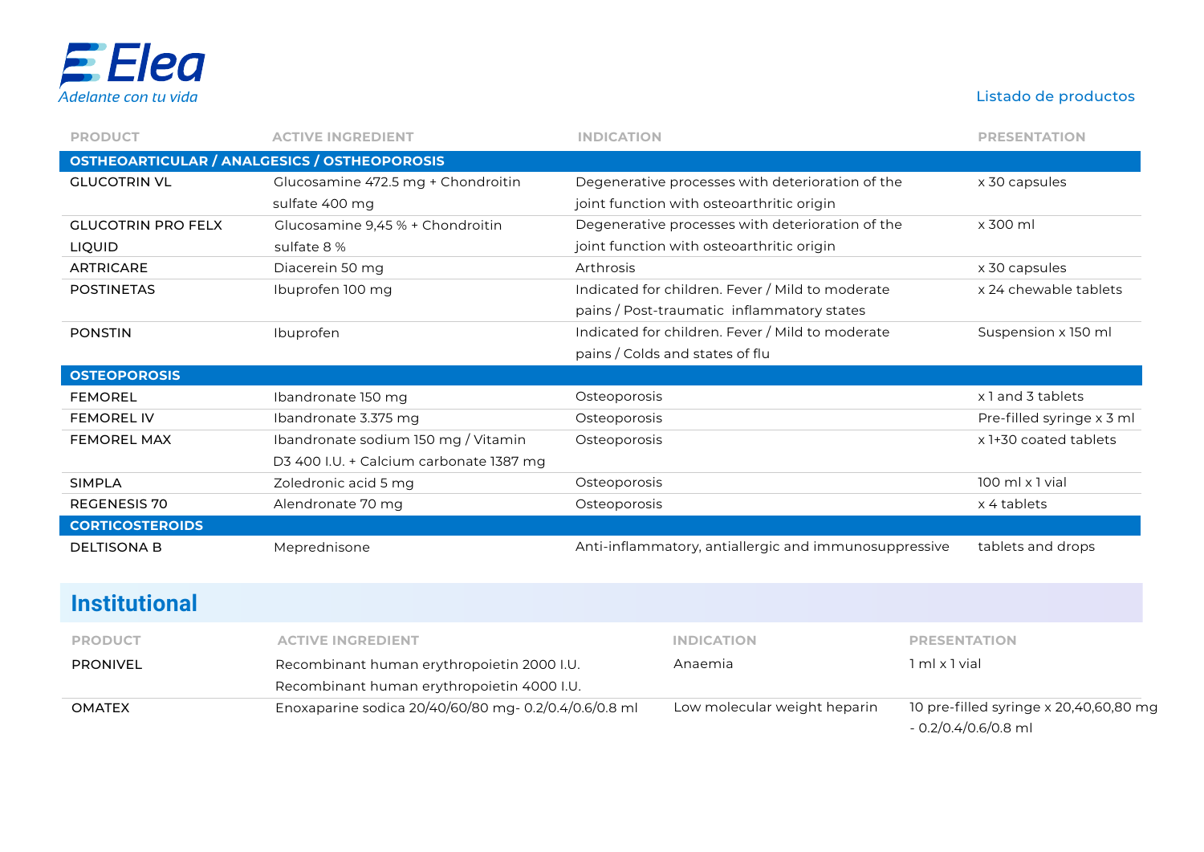| PRODUCT | ACTIVE INGREDIENT | INDICATION | PRESENTATION |
|---|---|---|---|
| **OSTHEOARTICULAR / ANALGESICS / OSTHEOPOROSIS** | | | |
| GLUCOTRIN VL | Glucosamine 472.5 mg + Chondroitin sulfate 400 mg | Degenerative processes with deterioration of the joint function with osteoarthritic origin | x 30 capsules |
| GLUCOTRIN PRO FELX LIQUID | Glucosamine 9,45 % + Chondroitin sulfate 8 % | Degenerative processes with deterioration of the joint function with osteoarthritic origin | x 300 ml |
| ARTRICARE | Diacerein 50 mg | Arthrosis | x 30 capsules |
| POSTINETAS | Ibuprofen 100 mg | Indicated for children. Fever / Mild to moderate pains / Post-traumatic inflammatory states | x 24 chewable tablets |
| PONSTIN | Ibuprofen | Indicated for children. Fever / Mild to moderate pains / Colds and states of flu | Suspension x 150 ml |
| **OSTEOPOROSIS** | | | |
| FEMOREL | Ibandronate 150 mg | Osteoporosis | x 1 and 3 tablets |
| FEMOREL IV | Ibandronate 3.375 mg | Osteoporosis | Pre-filled syringe x 3 ml |
| FEMOREL MAX | Ibandronate sodium 150 mg / Vitamin D3 400 I.U. + Calcium carbonate 1387 mg | Osteoporosis | x 1+30 coated tablets |
| SIMPLA | Zoledronic acid 5 mg | Osteoporosis | 100 ml x 1 vial |
| REGENESIS 70 | Alendronate 70 mg | Osteoporosis | x 4 tablets |
| **CORTICOSTEROIDS** | | | |
| DELTISONA B | Meprednisone | Anti-inflammatory, antiallergic and immunosuppressive | tablets and drops |

## Institutional

| PRODUCT | ACTIVE INGREDIENT | INDICATION | PRESENTATION |
|---|---|---|---|
| PRONIVEL | Recombinant human erythropoietin 2000 I.U. Recombinant human erythropoietin 4000 I.U. | Anaemia | 1 ml x 1 vial |
| OMATEX | Enoxaparine sodica 20/40/60/80 mg- 0.2/0.4/0.6/0.8 ml | Low molecular weight heparin | 10 pre-filled syringe x 20,40,60,80 mg - 0.2/0.4/0.6/0.8 ml |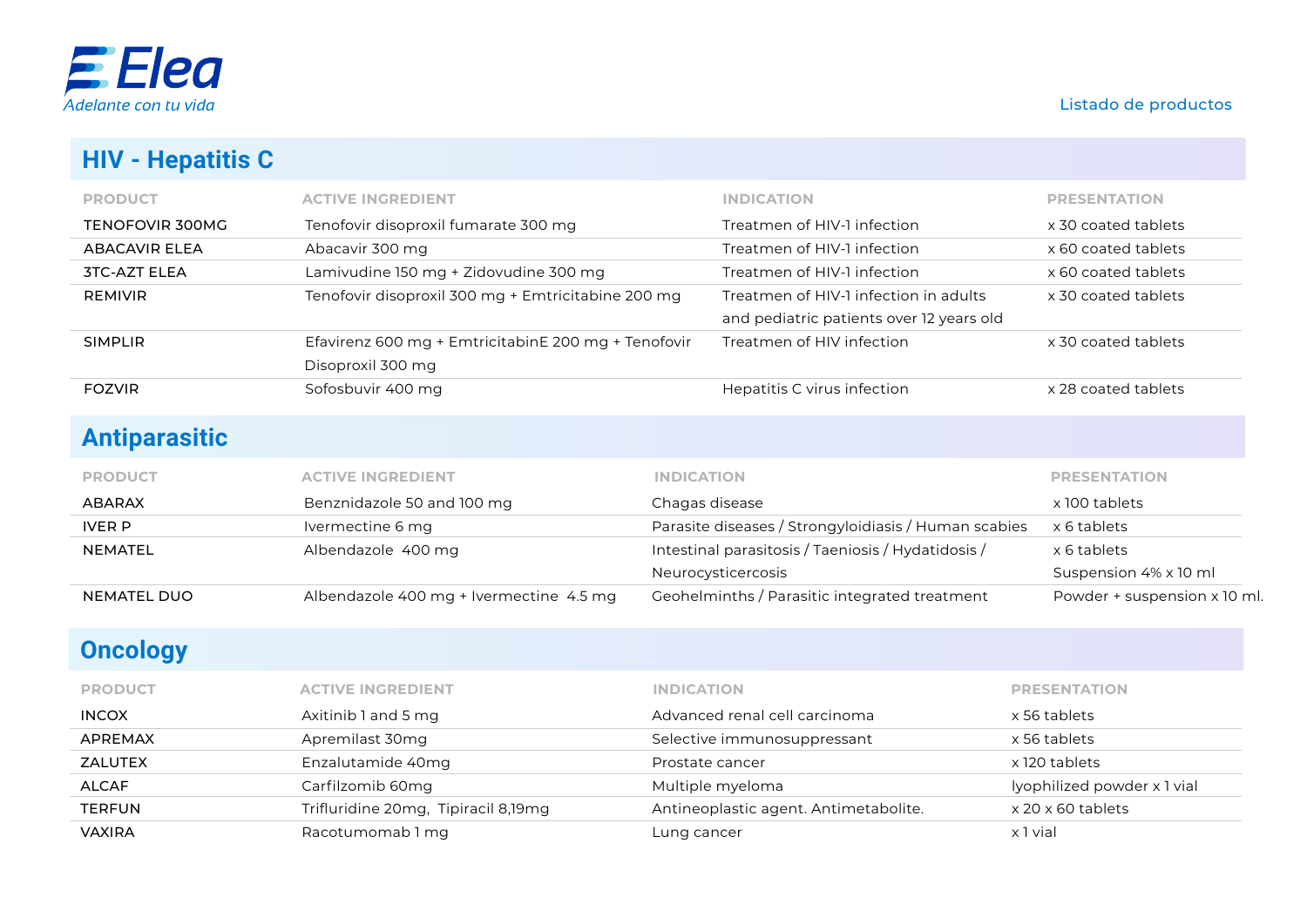## HIV - Hepatitis C

| PRODUCT | ACTIVE INGREDIENT | INDICATION | PRESENTATION |
|---|---|---|---|
| TENOFOVIR 300MG | Tenofovir disoproxil fumarate 300 mg | Treatmen of HIV-1 infection | x 30 coated tablets |
| ABACAVIR ELEA | Abacavir 300 mg | Treatmen of HIV-1 infection | x 60 coated tablets |
| 3TC-AZT ELEA | Lamivudine 150 mg + Zidovudine 300 mg | Treatmen of HIV-1 infection | x 60 coated tablets |
| REMIVIR | Tenofovir disoproxil 300 mg + Emtricitabine 200 mg | Treatmen of HIV-1 infection in adults and pediatric patients over 12 years old | x 30 coated tablets |
| SIMPLIR | Efavirenz 600 mg + EmtricitabinE 200 mg + Tenofovir Disoproxil 300 mg | Treatmen of HIV infection | x 30 coated tablets |
| FOZVIR | Sofosbuvir 400 mg | Hepatitis C virus infection | x 28 coated tablets |

## Antiparasitic

| PRODUCT | ACTIVE INGREDIENT | INDICATION | PRESENTATION |
|---|---|---|---|
| ABARAX | Benznidazole 50 and 100 mg | Chagas disease | x 100 tablets |
| IVER P | Ivermectine 6 mg | Parasite diseases / Strongyloidiasis / Human scabies | x 6 tablets |
| NEMATEL | Albendazole 400 mg | Intestinal parasitosis / Taeniosis / Hydatidosis / Neurocysticercosis | x 6 tablets<br>Suspension 4% x 10 ml |
| NEMATEL DUO | Albendazole 400 mg + Ivermectine 4.5 mg | Geohelminths / Parasitic integrated treatment | Powder + suspension x 10 ml. |

## Oncology

| PRODUCT | ACTIVE INGREDIENT | INDICATION | PRESENTATION |
|---|---|---|---|
| INCOX | Axitinib 1 and 5 mg | Advanced renal cell carcinoma | x 56 tablets |
| APREMAX | Apremilast 30mg | Selective immunosuppressant | x 56 tablets |
| ZALUTEX | Enzalutamide 40mg | Prostate cancer | x 120 tablets |
| ALCAF | Carfilzomib 60mg | Multiple myeloma | lyophilized powder x 1 vial |
| TERFUN | Trifluridine 20mg, Tipiracil 8,19mg | Antineoplastic agent. Antimetabolite. | x 20 x 60 tablets |
| VAXIRA | Racotumomab 1 mg | Lung cancer | x 1 vial |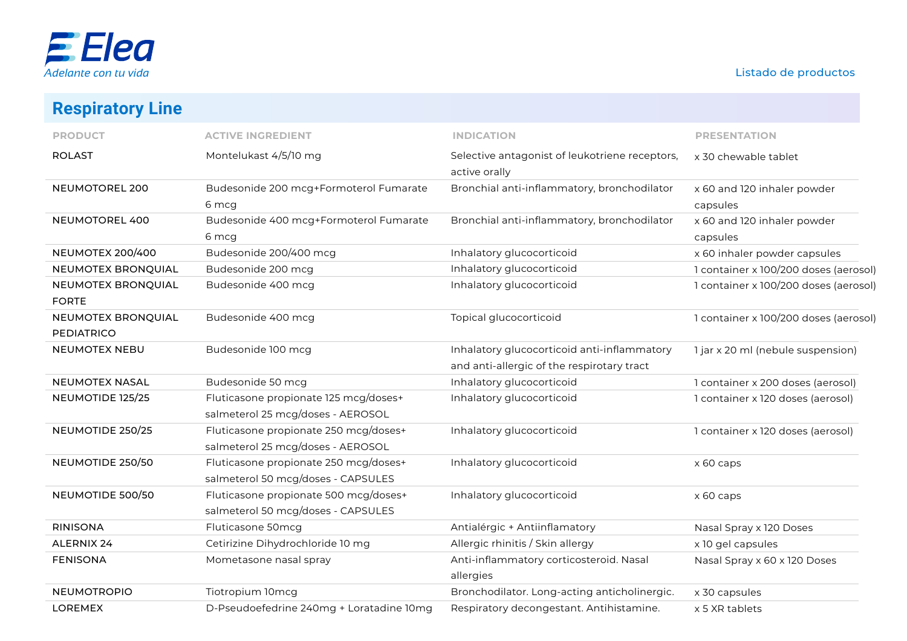## Respiratory Line

| PRODUCT | ACTIVE INGREDIENT | INDICATION | PRESENTATION |
|---|---|---|---|
| ROLAST | Montelukast 4/5/10 mg | Selective antagonist of leukotriene receptors, active orally | x 30 chewable tablet |
| NEUMOTOREL 200 | Budesonide 200 mcg+Formoterol Fumarate 6 mcg | Bronchial anti-inflammatory, bronchodilator | x 60 and 120 inhaler powder capsules |
| NEUMOTOREL 400 | Budesonide 400 mcg+Formoterol Fumarate 6 mcg | Bronchial anti-inflammatory, bronchodilator | x 60 and 120 inhaler powder capsules |
| NEUMOTEX 200/400 | Budesonide 200/400 mcg | Inhalatory glucocorticoid | x 60 inhaler powder capsules |
| NEUMOTEX BRONQUIAL | Budesonide 200 mcg | Inhalatory glucocorticoid | 1 container x 100/200 doses (aerosol) |
| NEUMOTEX BRONQUIAL FORTE | Budesonide 400 mcg | Inhalatory glucocorticoid | 1 container x 100/200 doses (aerosol) |
| NEUMOTEX BRONQUIAL PEDIATRICO | Budesonide 400 mcg | Topical glucocorticoid | 1 container x 100/200 doses (aerosol) |
| NEUMOTEX NEBU | Budesonide 100 mcg | Inhalatory glucocorticoid anti-inflammatory and anti-allergic of the respirotary tract | 1 jar x 20 ml (nebule suspension) |
| NEUMOTEX NASAL | Budesonide 50 mcg | Inhalatory glucocorticoid | 1 container x 200 doses (aerosol) |
| NEUMOTIDE 125/25 | Fluticasone propionate 125 mcg/doses+ salmeterol 25 mcg/doses - AEROSOL | Inhalatory glucocorticoid | 1 container x 120 doses (aerosol) |
| NEUMOTIDE 250/25 | Fluticasone propionate 250 mcg/doses+ salmeterol 25 mcg/doses - AEROSOL | Inhalatory glucocorticoid | 1 container x 120 doses (aerosol) |
| NEUMOTIDE 250/50 | Fluticasone propionate 250 mcg/doses+ salmeterol 50 mcg/doses - CAPSULES | Inhalatory glucocorticoid | x 60 caps |
| NEUMOTIDE 500/50 | Fluticasone propionate 500 mcg/doses+ salmeterol 50 mcg/doses - CAPSULES | Inhalatory glucocorticoid | x 60 caps |
| RINISONA | Fluticasone 50mcg | Antialérgic + Antiinflamatory | Nasal Spray x 120 Doses |
| ALERNIX 24 | Cetirizine Dihydrochloride 10 mg | Allergic rhinitis / Skin allergy | x 10 gel capsules |
| FENISONA | Mometasone nasal spray | Anti-inflammatory corticosteroid. Nasal allergies | Nasal Spray x 60 x 120 Doses |
| NEUMOTROPIO | Tiotropium 10mcg | Bronchodilator. Long-acting anticholinergic. | x 30 capsules |
| LOREMEX | D-Pseudoefedrine 240mg + Loratadine 10mg | Respiratory decongestant. Antihistamine. | x 5 XR tablets |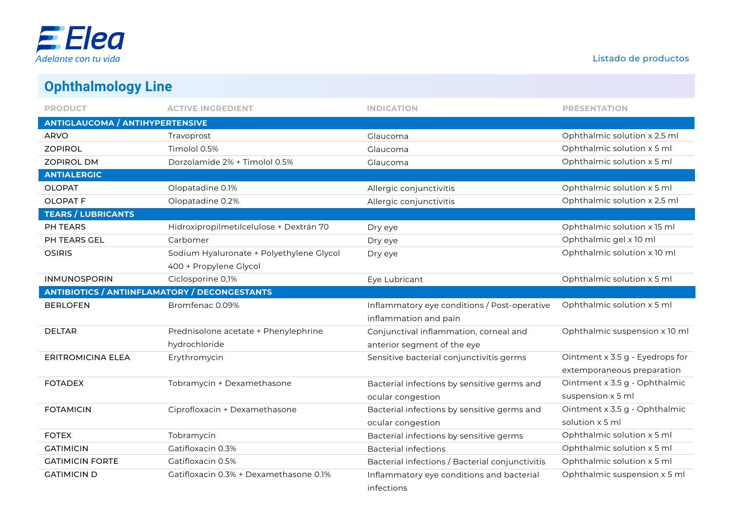## Ophthalmology Line

| PRODUCT | ACTIVE INGREDIENT | INDICATION | PRESENTATION |
|---|---|---|---|
| **ANTIGLAUCOMA / ANTIHYPERTENSIVE** | | | |
| ARVO | Travoprost | Glaucoma | Ophthalmic solution x 2.5 ml |
| ZOPIROL | Timolol 0.5% | Glaucoma | Ophthalmic solution x 5 ml |
| ZOPIROL DM | Dorzolamide 2% + Timolol 0.5% | Glaucoma | Ophthalmic solution x 5 ml |
| **ANTIALERGIC** | | | |
| OLOPAT | Olopatadine 0.1% | Allergic conjunctivitis | Ophthalmic solution x 5 ml |
| OLOPAT F | Olopatadine 0.2% | Allergic conjunctivitis | Ophthalmic solution x 2.5 ml |
| **TEARS / LUBRICANTS** | | | |
| PH TEARS | Hidroxipropilmetilcelulose + Dextrán 70 | Dry eye | Ophthalmic solution x 15 ml |
| PH TEARS GEL | Carbomer | Dry eye | Ophthalmic gel x 10 ml |
| OSIRIS | Sodium Hyaluronate + Polyethylene Glycol 400 + Propylene Glycol | Dry eye | Ophthalmic solution x 10 ml |
| INMUNOSPORIN | Ciclosporine 0,1% | Eye Lubricant | Ophthalmic solution x 5 ml |
| **ANTIBIOTICS / ANTIINFLAMATORY / DECONGESTANTS** | | | |
| BERLOFEN | Bromfenac 0.09% | Inflammatory eye conditions / Post-operative inflammation and pain | Ophthalmic solution x 5 ml |
| DELTAR | Prednisolone acetate + Phenylephrine hydrochloride | Conjunctival inflammation, corneal and anterior segment of the eye | Ophthalmic suspension x 10 ml |
| ERITROMICINA ELEA | Erythromycin | Sensitive bacterial conjunctivitis germs | Ointment x 3.5 g - Eyedrops for extemporaneous preparation |
| FOTADEX | Tobramycin + Dexamethasone | Bacterial infections by sensitive germs and ocular congestion | Ointment x 3.5 g - Ophthalmic suspension x 5 ml |
| FOTAMICIN | Ciprofloxacin + Dexamethasone | Bacterial infections by sensitive germs and ocular congestion | Ointment x 3.5 g - Ophthalmic solution x 5 ml |
| FOTEX | Tobramycin | Bacterial infections by sensitive germs | Ophthalmic solution x 5 ml |
| GATIMICIN | Gatifloxacin 0.3% | Bacterial infections | Ophthalmic solution x 5 ml |
| GATIMICIN FORTE | Gatifloxacin 0.5% | Bacterial infections / Bacterial conjunctivitis | Ophthalmic solution x 5 ml |
| GATIMICIN D | Gatifloxacin 0.3% + Dexamethasone 0.1% | Inflammatory eye conditions and bacterial infections | Ophthalmic suspension x 5 ml |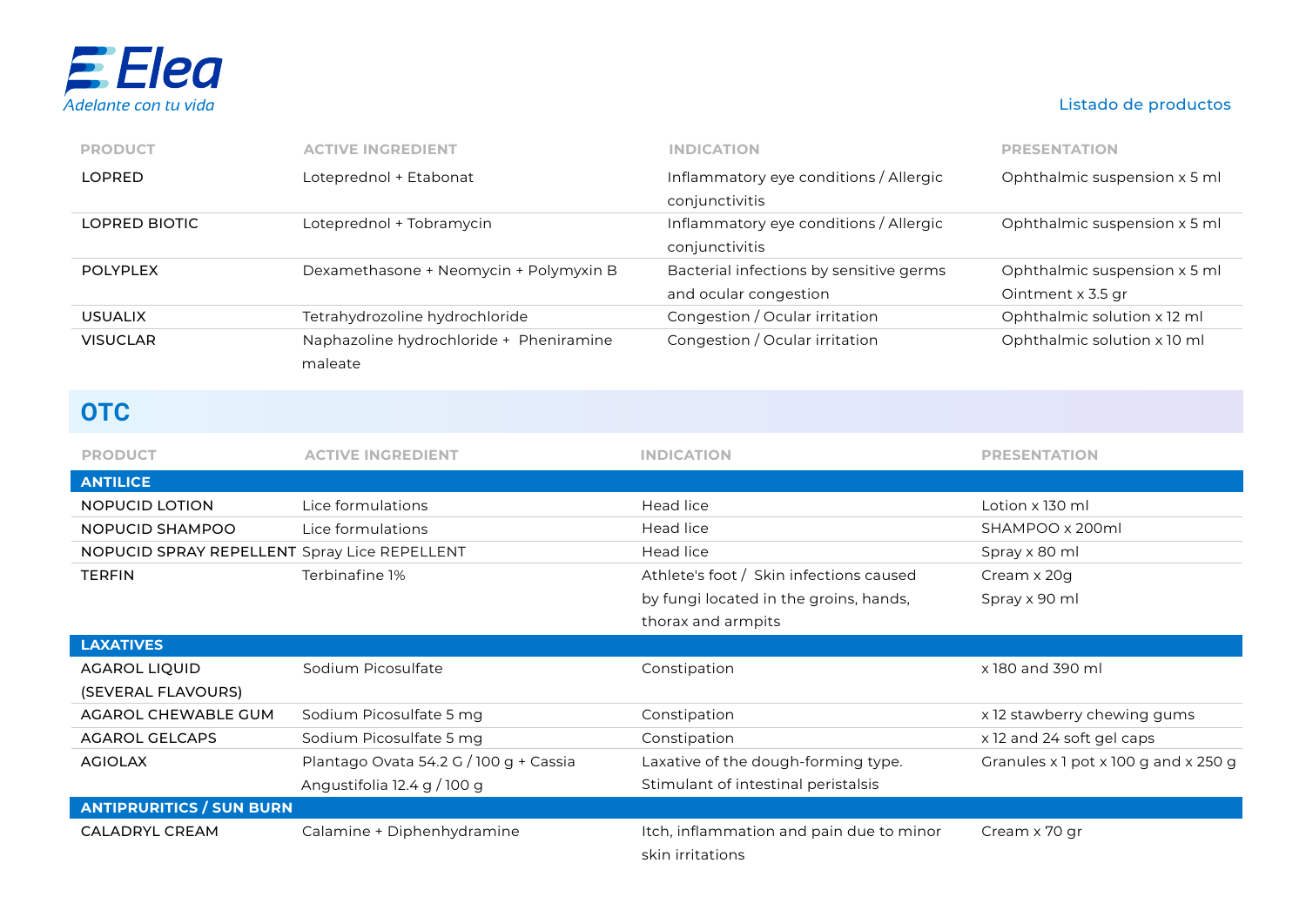| PRODUCT | ACTIVE INGREDIENT | INDICATION | PRESENTATION |
|---|---|---|---|
| LOPRED | Loteprednol + Etabonat | Inflammatory eye conditions / Allergic conjunctivitis | Ophthalmic suspension x 5 ml |
| LOPRED BIOTIC | Loteprednol + Tobramycin | Inflammatory eye conditions / Allergic conjunctivitis | Ophthalmic suspension x 5 ml |
| POLYPLEX | Dexamethasone + Neomycin + Polymyxin B | Bacterial infections by sensitive germs and ocular congestion | Ophthalmic suspension x 5 ml<br>Ointment x 3.5 gr |
| USUALIX | Tetrahydrozoline hydrochloride | Congestion / Ocular irritation | Ophthalmic solution x 12 ml |
| VISUCLAR | Naphazoline hydrochloride + Pheniramine maleate | Congestion / Ocular irritation | Ophthalmic solution x 10 ml |

## OTC

| PRODUCT | ACTIVE INGREDIENT | INDICATION | PRESENTATION |
|---|---|---|---|
| **ANTILICE** | | | |
| NOPUCID LOTION | Lice formulations | Head lice | Lotion x 130 ml |
| NOPUCID SHAMPOO | Lice formulations | Head lice | SHAMPOO x 200ml |
| NOPUCID SPRAY REPELLENT | Spray Lice REPELLENT | Head lice | Spray x 80 ml |
| TERFIN | Terbinafine 1% | Athlete's foot / Skin infections caused by fungi located in the groins, hands, thorax and armpits | Cream x 20g<br>Spray x 90 ml |
| **LAXATIVES** | | | |
| AGAROL LIQUID (SEVERAL FLAVOURS) | Sodium Picosulfate | Constipation | x 180 and 390 ml |
| AGAROL CHEWABLE GUM | Sodium Picosulfate 5 mg | Constipation | x 12 stawberry chewing gums |
| AGAROL GELCAPS | Sodium Picosulfate 5 mg | Constipation | x 12 and 24 soft gel caps |
| AGIOLAX | Plantago Ovata 54.2 G / 100 g + Cassia Angustifolia 12.4 g / 100 g | Laxative of the dough-forming type. Stimulant of intestinal peristalsis | Granules x 1 pot x 100 g and x 250 g |
| **ANTIPRURITICS / SUN BURN** | | | |
| CALADRYL CREAM | Calamine + Diphenhydramine | Itch, inflammation and pain due to minor skin irritations | Cream x 70 gr |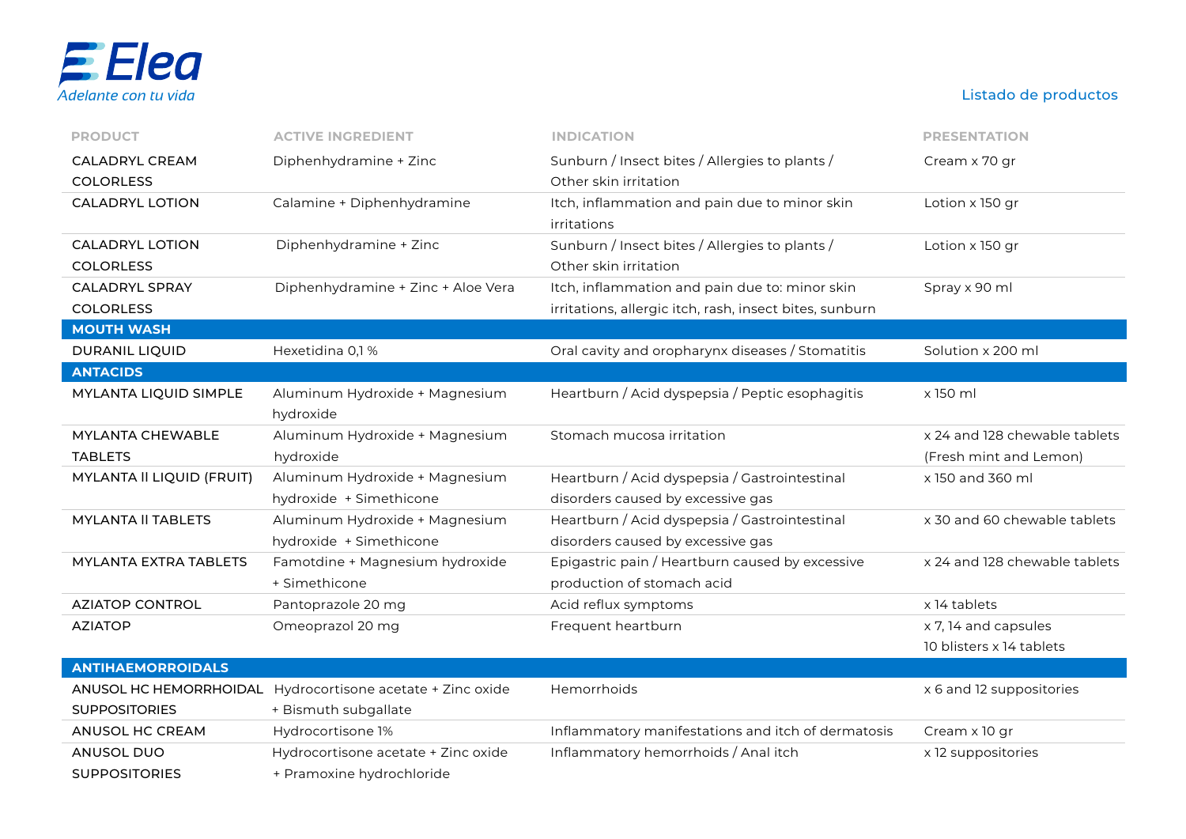Elea
*Adelante con tu vida*

Listado de productos

| PRODUCT | ACTIVE INGREDIENT | INDICATION | PRESENTATION |
|---|---|---|---|
| CALADRYL CREAM COLORLESS | Diphenhydramine + Zinc | Sunburn / Insect bites / Allergies to plants / Other skin irritation | Cream x 70 gr |
| CALADRYL LOTION | Calamine + Diphenhydramine | Itch, inflammation and pain due to minor skin irritations | Lotion x 150 gr |
| CALADRYL LOTION COLORLESS | Diphenhydramine + Zinc | Sunburn / Insect bites / Allergies to plants / Other skin irritation | Lotion x 150 gr |
| CALADRYL SPRAY COLORLESS | Diphenhydramine + Zinc + Aloe Vera | Itch, inflammation and pain due to: minor skin irritations, allergic itch, rash, insect bites, sunburn | Spray x 90 ml |
| **MOUTH WASH** | | | |
| DURANIL LIQUID | Hexetidina 0,1 % | Oral cavity and oropharynx diseases / Stomatitis | Solution x 200 ml |
| **ANTACIDS** | | | |
| MYLANTA LIQUID SIMPLE | Aluminum Hydroxide + Magnesium hydroxide | Heartburn / Acid dyspepsia / Peptic esophagitis | x 150 ml |
| MYLANTA CHEWABLE TABLETS | Aluminum Hydroxide + Magnesium hydroxide | Stomach mucosa irritation | x 24 and 128 chewable tablets (Fresh mint and Lemon) |
| MYLANTA II LIQUID (FRUIT) | Aluminum Hydroxide + Magnesium hydroxide + Simethicone | Heartburn / Acid dyspepsia / Gastrointestinal disorders caused by excessive gas | x 150 and 360 ml |
| MYLANTA II TABLETS | Aluminum Hydroxide + Magnesium hydroxide + Simethicone | Heartburn / Acid dyspepsia / Gastrointestinal disorders caused by excessive gas | x 30 and 60 chewable tablets |
| MYLANTA EXTRA TABLETS | Famotdine + Magnesium hydroxide + Simethicone | Epigastric pain / Heartburn caused by excessive production of stomach acid | x 24 and 128 chewable tablets |
| AZIATOP CONTROL | Pantoprazole 20 mg | Acid reflux symptoms | x 14 tablets |
| AZIATOP | Omeoprazol 20 mg | Frequent heartburn | x 7, 14 and capsules 10 blisters x 14 tablets |
| **ANTIHAEMORROIDALS** | | | |
| ANUSOL HC HEMORRHOIDAL SUPPOSITORIES | Hydrocortisone acetate + Zinc oxide + Bismuth subgallate | Hemorrhoids | x 6 and 12 suppositories |
| ANUSOL HC CREAM | Hydrocortisone 1% | Inflammatory manifestations and itch of dermatosis | Cream x 10 gr |
| ANUSOL DUO SUPPOSITORIES | Hydrocortisone acetate + Zinc oxide + Pramoxine hydrochloride | Inflammatory hemorrhoids / Anal itch | x 12 suppositories |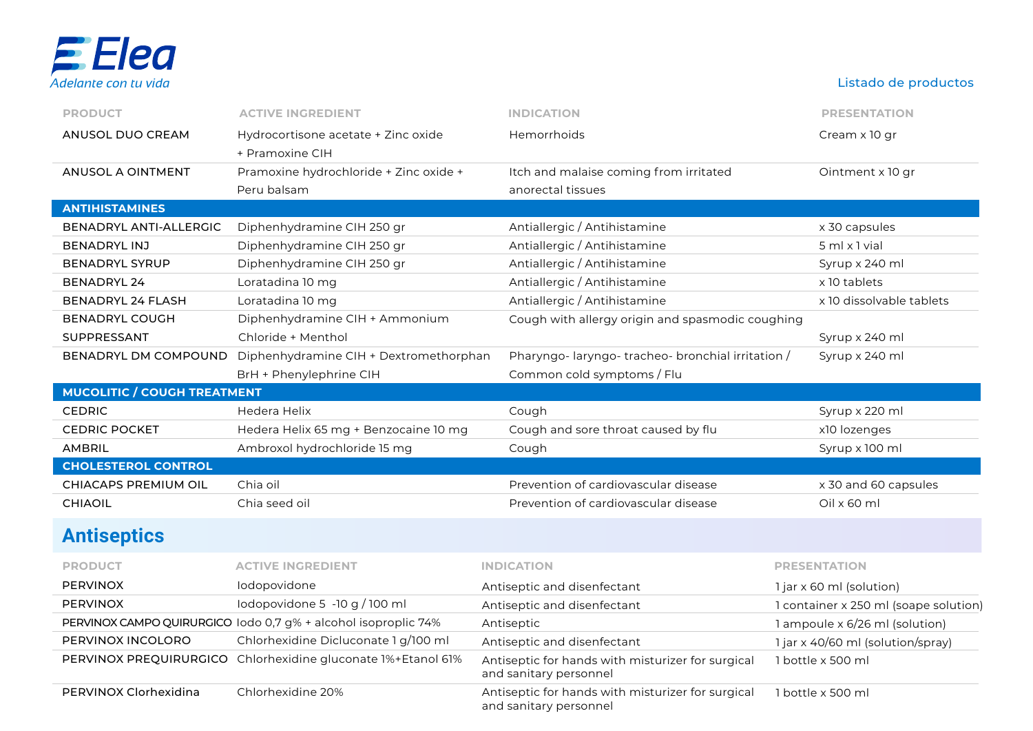Elea
*Adelante con tu vida*

Listado de productos

| PRODUCT | ACTIVE INGREDIENT | INDICATION | PRESENTATION |
|---|---|---|---|
| ANUSOL DUO CREAM | Hydrocortisone acetate + Zinc oxide + Pramoxine ClH | Hemorrhoids | Cream x 10 gr |
| ANUSOL A OINTMENT | Pramoxine hydrochloride + Zinc oxide + Peru balsam | Itch and malaise coming from irritated anorectal tissues | Ointment x 10 gr |
| **ANTIHISTAMINES** | | | |
| BENADRYL ANTI-ALLERGIC | Diphenhydramine ClH 250 gr | Antiallergic / Antihistamine | x 30 capsules |
| BENADRYL INJ | Diphenhydramine ClH 250 gr | Antiallergic / Antihistamine | 5 ml x 1 vial |
| BENADRYL SYRUP | Diphenhydramine ClH 250 gr | Antiallergic / Antihistamine | Syrup x 240 ml |
| BENADRYL 24 | Loratadina 10 mg | Antiallergic / Antihistamine | x 10 tablets |
| BENADRYL 24 FLASH | Loratadina 10 mg | Antiallergic / Antihistamine | x 10 dissolvable tablets |
| BENADRYL COUGH SUPPRESSANT | Diphenhydramine ClH + Ammonium Chloride + Menthol | Cough with allergy origin and spasmodic coughing | Syrup x 240 ml |
| BENADRYL DM COMPOUND | Diphenhydramine ClH + Dextromethorphan BrH + Phenylephrine ClH | Pharyngo- laryngo- tracheo- bronchial irritation / Common cold symptoms / Flu | Syrup x 240 ml |
| **MUCOLITIC / COUGH TREATMENT** | | | |
| CEDRIC | Hedera Helix | Cough | Syrup x 220 ml |
| CEDRIC POCKET | Hedera Helix 65 mg + Benzocaine 10 mg | Cough and sore throat caused by flu | x10 lozenges |
| AMBRIL | Ambroxol hydrochloride 15 mg | Cough | Syrup x 100 ml |
| **CHOLESTEROL CONTROL** | | | |
| CHIACAPS PREMIUM OIL | Chia oil | Prevention of cardiovascular disease | x 30 and 60 capsules |
| CHIAOIL | Chia seed oil | Prevention of cardiovascular disease | Oil x 60 ml |

## Antiseptics

| PRODUCT | ACTIVE INGREDIENT | INDICATION | PRESENTATION |
|---|---|---|---|
| PERVINOX | Iodopovidone | Antiseptic and disenfectant | 1 jar x 60 ml (solution) |
| PERVINOX | Iodopovidone 5 -10 g / 100 ml | Antiseptic and disenfectant | 1 container x 250 ml (soape solution) |
| PERVINOX CAMPO QUIRURGICO | Iodo 0,7 g% + alcohol isoproplic 74% | Antiseptic | 1 ampoule x 6/26 ml (solution) |
| PERVINOX INCOLORO | Chlorhexidine Dicluconate 1 g/100 ml | Antiseptic and disenfectant | 1 jar x 40/60 ml (solution/spray) |
| PERVINOX PREQUIRURGICO | Chlorhexidine gluconate 1%+Etanol 61% | Antiseptic for hands with misturizer for surgical and sanitary personnel | 1 bottle x 500 ml |
| PERVINOX Clorhexidina | Chlorhexidine 20% | Antiseptic for hands with misturizer for surgical and sanitary personnel | 1 bottle x 500 ml |